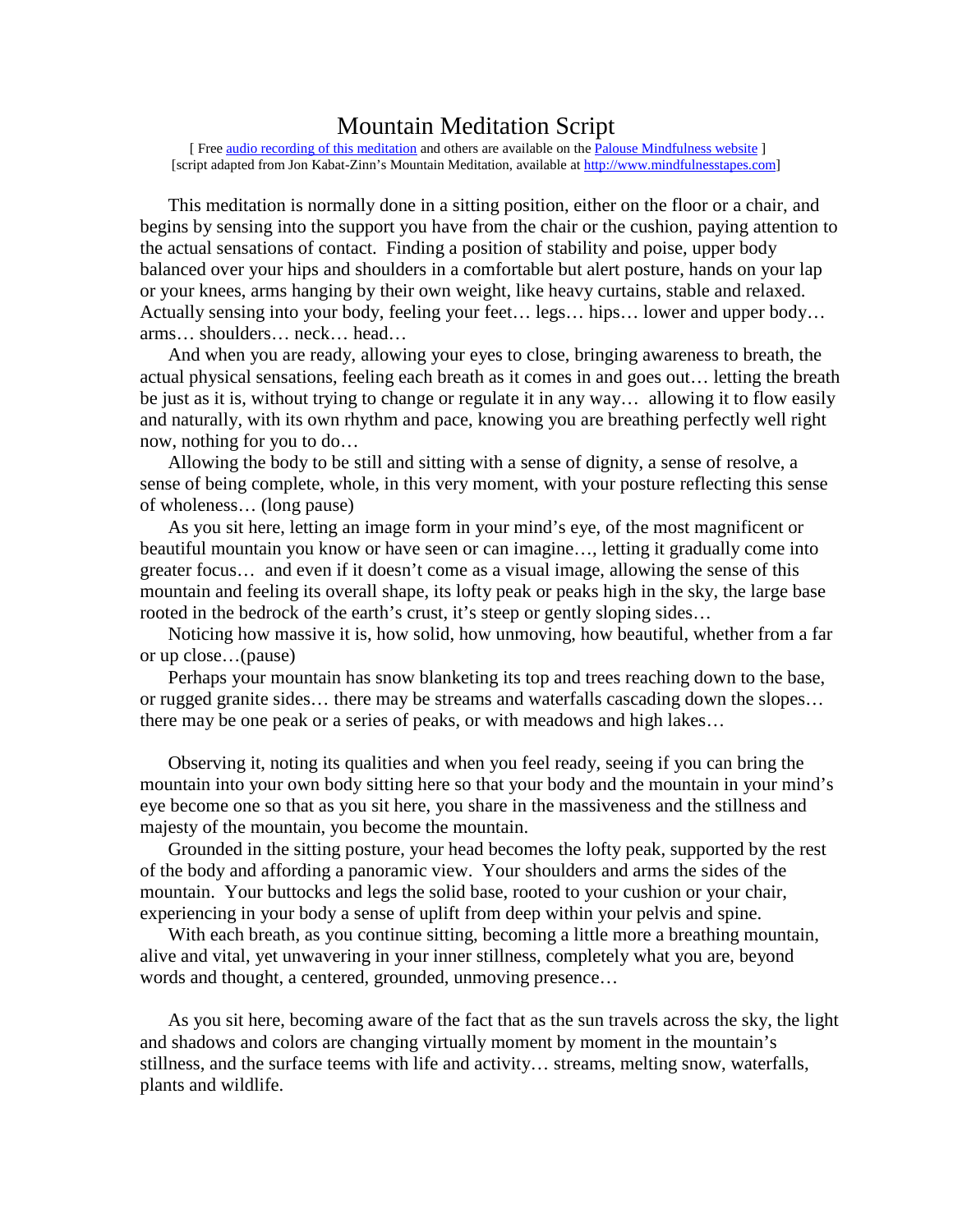# Mountain Meditation Script

[ Free audio recording of this meditation and others are available on the Palouse Mindfulness website ]
[script adapted from Jon Kabat-Zinn's Mountain Meditation, available at http://www.mindfulnesstapes.com]

This meditation is normally done in a sitting position, either on the floor or a chair, and begins by sensing into the support you have from the chair or the cushion, paying attention to the actual sensations of contact. Finding a position of stability and poise, upper body balanced over your hips and shoulders in a comfortable but alert posture, hands on your lap or your knees, arms hanging by their own weight, like heavy curtains, stable and relaxed. Actually sensing into your body, feeling your feet… legs… hips… lower and upper body… arms… shoulders… neck… head…

And when you are ready, allowing your eyes to close, bringing awareness to breath, the actual physical sensations, feeling each breath as it comes in and goes out… letting the breath be just as it is, without trying to change or regulate it in any way… allowing it to flow easily and naturally, with its own rhythm and pace, knowing you are breathing perfectly well right now, nothing for you to do…

Allowing the body to be still and sitting with a sense of dignity, a sense of resolve, a sense of being complete, whole, in this very moment, with your posture reflecting this sense of wholeness… (long pause)

As you sit here, letting an image form in your mind's eye, of the most magnificent or beautiful mountain you know or have seen or can imagine…, letting it gradually come into greater focus… and even if it doesn't come as a visual image, allowing the sense of this mountain and feeling its overall shape, its lofty peak or peaks high in the sky, the large base rooted in the bedrock of the earth's crust, it's steep or gently sloping sides…

Noticing how massive it is, how solid, how unmoving, how beautiful, whether from a far or up close…(pause)

Perhaps your mountain has snow blanketing its top and trees reaching down to the base, or rugged granite sides… there may be streams and waterfalls cascading down the slopes… there may be one peak or a series of peaks, or with meadows and high lakes…

Observing it, noting its qualities and when you feel ready, seeing if you can bring the mountain into your own body sitting here so that your body and the mountain in your mind's eye become one so that as you sit here, you share in the massiveness and the stillness and majesty of the mountain, you become the mountain.

Grounded in the sitting posture, your head becomes the lofty peak, supported by the rest of the body and affording a panoramic view. Your shoulders and arms the sides of the mountain. Your buttocks and legs the solid base, rooted to your cushion or your chair, experiencing in your body a sense of uplift from deep within your pelvis and spine.

With each breath, as you continue sitting, becoming a little more a breathing mountain, alive and vital, yet unwavering in your inner stillness, completely what you are, beyond words and thought, a centered, grounded, unmoving presence…

As you sit here, becoming aware of the fact that as the sun travels across the sky, the light and shadows and colors are changing virtually moment by moment in the mountain's stillness, and the surface teems with life and activity… streams, melting snow, waterfalls, plants and wildlife.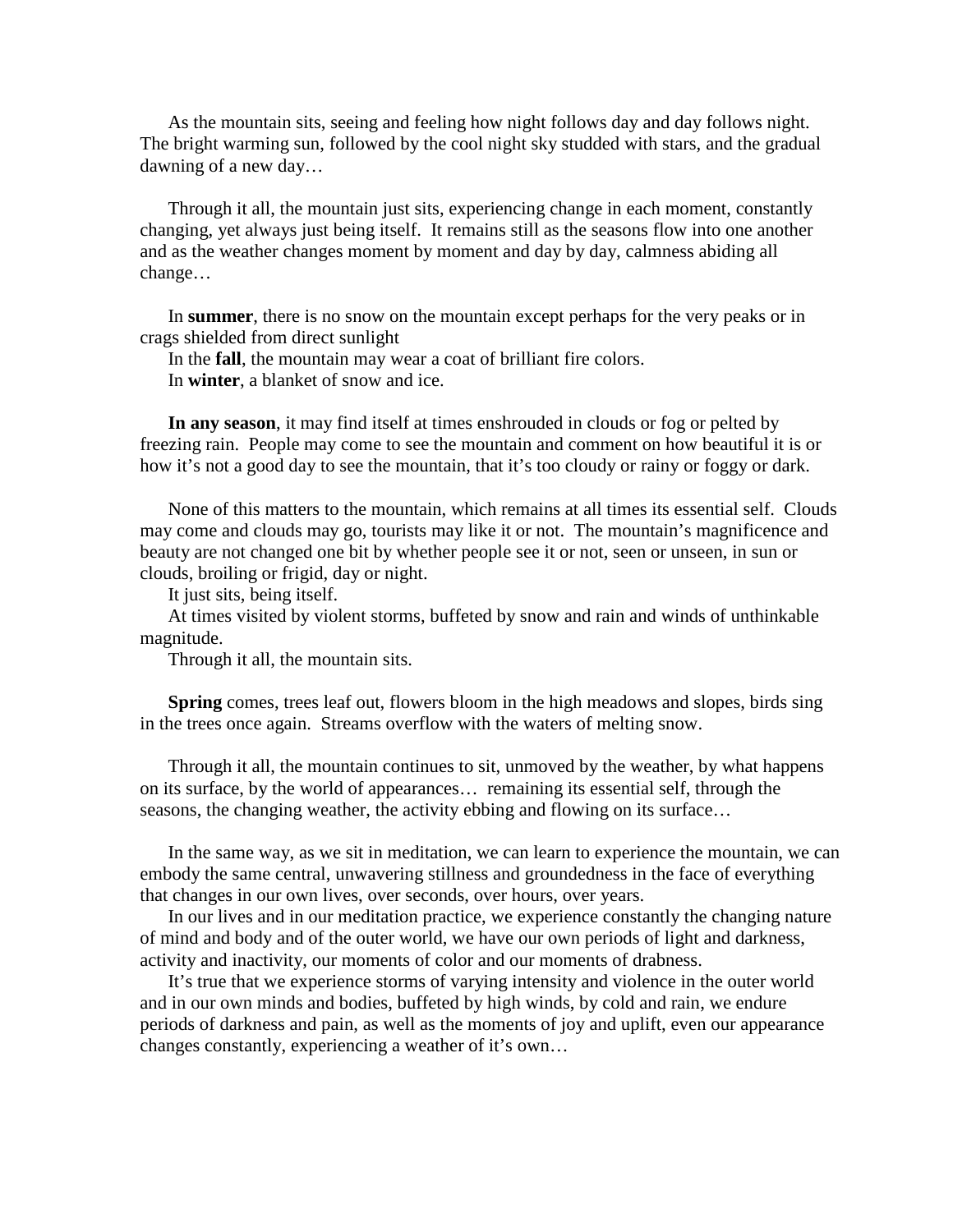As the mountain sits, seeing and feeling how night follows day and day follows night. The bright warming sun, followed by the cool night sky studded with stars, and the gradual dawning of a new day…

Through it all, the mountain just sits, experiencing change in each moment, constantly changing, yet always just being itself. It remains still as the seasons flow into one another and as the weather changes moment by moment and day by day, calmness abiding all change…

In **summer**, there is no snow on the mountain except perhaps for the very peaks or in crags shielded from direct sunlight

In the **fall**, the mountain may wear a coat of brilliant fire colors.

In **winter**, a blanket of snow and ice.

**In any season**, it may find itself at times enshrouded in clouds or fog or pelted by freezing rain. People may come to see the mountain and comment on how beautiful it is or how it's not a good day to see the mountain, that it's too cloudy or rainy or foggy or dark.

None of this matters to the mountain, which remains at all times its essential self. Clouds may come and clouds may go, tourists may like it or not. The mountain's magnificence and beauty are not changed one bit by whether people see it or not, seen or unseen, in sun or clouds, broiling or frigid, day or night.

It just sits, being itself.

At times visited by violent storms, buffeted by snow and rain and winds of unthinkable magnitude.

Through it all, the mountain sits.

**Spring** comes, trees leaf out, flowers bloom in the high meadows and slopes, birds sing in the trees once again. Streams overflow with the waters of melting snow.

Through it all, the mountain continues to sit, unmoved by the weather, by what happens on its surface, by the world of appearances… remaining its essential self, through the seasons, the changing weather, the activity ebbing and flowing on its surface…

In the same way, as we sit in meditation, we can learn to experience the mountain, we can embody the same central, unwavering stillness and groundedness in the face of everything that changes in our own lives, over seconds, over hours, over years.

In our lives and in our meditation practice, we experience constantly the changing nature of mind and body and of the outer world, we have our own periods of light and darkness, activity and inactivity, our moments of color and our moments of drabness.

It's true that we experience storms of varying intensity and violence in the outer world and in our own minds and bodies, buffeted by high winds, by cold and rain, we endure periods of darkness and pain, as well as the moments of joy and uplift, even our appearance changes constantly, experiencing a weather of it's own…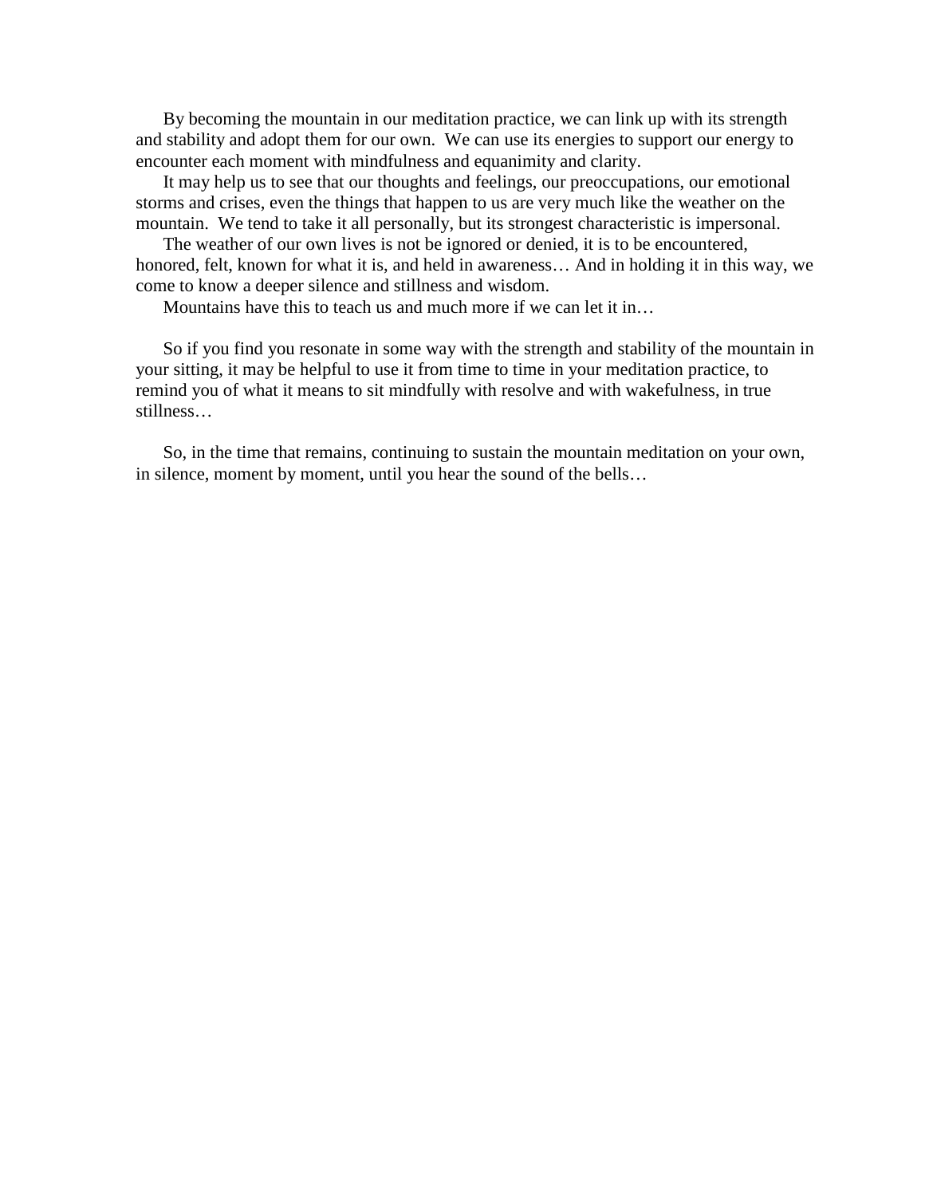By becoming the mountain in our meditation practice, we can link up with its strength and stability and adopt them for our own. We can use its energies to support our energy to encounter each moment with mindfulness and equanimity and clarity.

It may help us to see that our thoughts and feelings, our preoccupations, our emotional storms and crises, even the things that happen to us are very much like the weather on the mountain. We tend to take it all personally, but its strongest characteristic is impersonal.

The weather of our own lives is not be ignored or denied, it is to be encountered, honored, felt, known for what it is, and held in awareness… And in holding it in this way, we come to know a deeper silence and stillness and wisdom.

Mountains have this to teach us and much more if we can let it in…

So if you find you resonate in some way with the strength and stability of the mountain in your sitting, it may be helpful to use it from time to time in your meditation practice, to remind you of what it means to sit mindfully with resolve and with wakefulness, in true stillness…

So, in the time that remains, continuing to sustain the mountain meditation on your own, in silence, moment by moment, until you hear the sound of the bells…